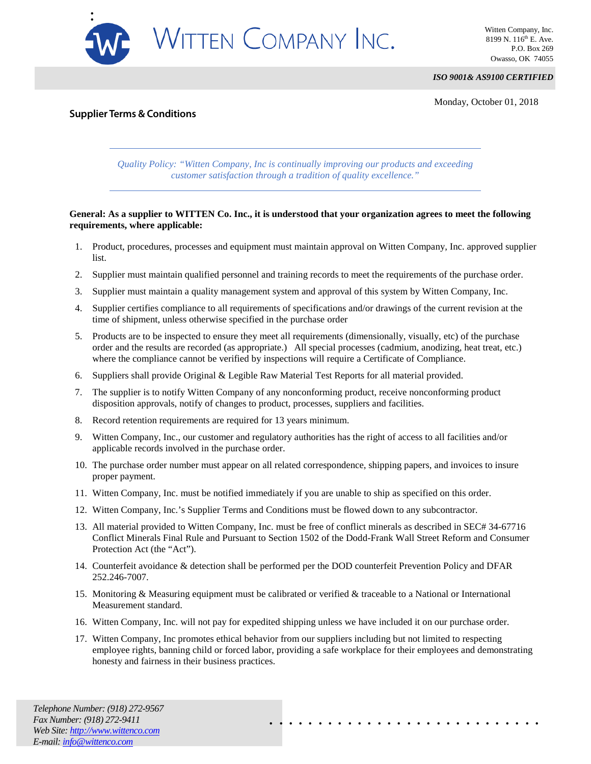# WITTEN COMPANY INC.

Witten Company, Inc.
8199 N. 116th E. Ave.
P.O. Box 269
Owasso, OK 74055

***ISO 9001& AS9100 CERTIFIED***

Monday, October 01, 2018

## Supplier Terms & Conditions

*Quality Policy: "Witten Company, Inc is continually improving our products and exceeding customer satisfaction through a tradition of quality excellence."*

**General: As a supplier to WITTEN Co. Inc., it is understood that your organization agrees to meet the following requirements, where applicable:**

1. Product, procedures, processes and equipment must maintain approval on Witten Company, Inc. approved supplier list.
2. Supplier must maintain qualified personnel and training records to meet the requirements of the purchase order.
3. Supplier must maintain a quality management system and approval of this system by Witten Company, Inc.
4. Supplier certifies compliance to all requirements of specifications and/or drawings of the current revision at the time of shipment, unless otherwise specified in the purchase order
5. Products are to be inspected to ensure they meet all requirements (dimensionally, visually, etc) of the purchase order and the results are recorded (as appropriate.) All special processes (cadmium, anodizing, heat treat, etc.) where the compliance cannot be verified by inspections will require a Certificate of Compliance.
6. Suppliers shall provide Original & Legible Raw Material Test Reports for all material provided.
7. The supplier is to notify Witten Company of any nonconforming product, receive nonconforming product disposition approvals, notify of changes to product, processes, suppliers and facilities.
8. Record retention requirements are required for 13 years minimum.
9. Witten Company, Inc., our customer and regulatory authorities has the right of access to all facilities and/or applicable records involved in the purchase order.
10. The purchase order number must appear on all related correspondence, shipping papers, and invoices to insure proper payment.
11. Witten Company, Inc. must be notified immediately if you are unable to ship as specified on this order.
12. Witten Company, Inc.'s Supplier Terms and Conditions must be flowed down to any subcontractor.
13. All material provided to Witten Company, Inc. must be free of conflict minerals as described in SEC# 34-67716 Conflict Minerals Final Rule and Pursuant to Section 1502 of the Dodd-Frank Wall Street Reform and Consumer Protection Act (the "Act").
14. Counterfeit avoidance & detection shall be performed per the DOD counterfeit Prevention Policy and DFAR 252.246-7007.
15. Monitoring & Measuring equipment must be calibrated or verified & traceable to a National or International Measurement standard.
16. Witten Company, Inc. will not pay for expedited shipping unless we have included it on our purchase order.
17. Witten Company, Inc promotes ethical behavior from our suppliers including but not limited to respecting employee rights, banning child or forced labor, providing a safe workplace for their employees and demonstrating honesty and fairness in their business practices.

*Telephone Number: (918) 272-9567*
*Fax Number: (918) 272-9411*
*Web Site: http://www.wittenco.com*
*E-mail: info@wittenco.com*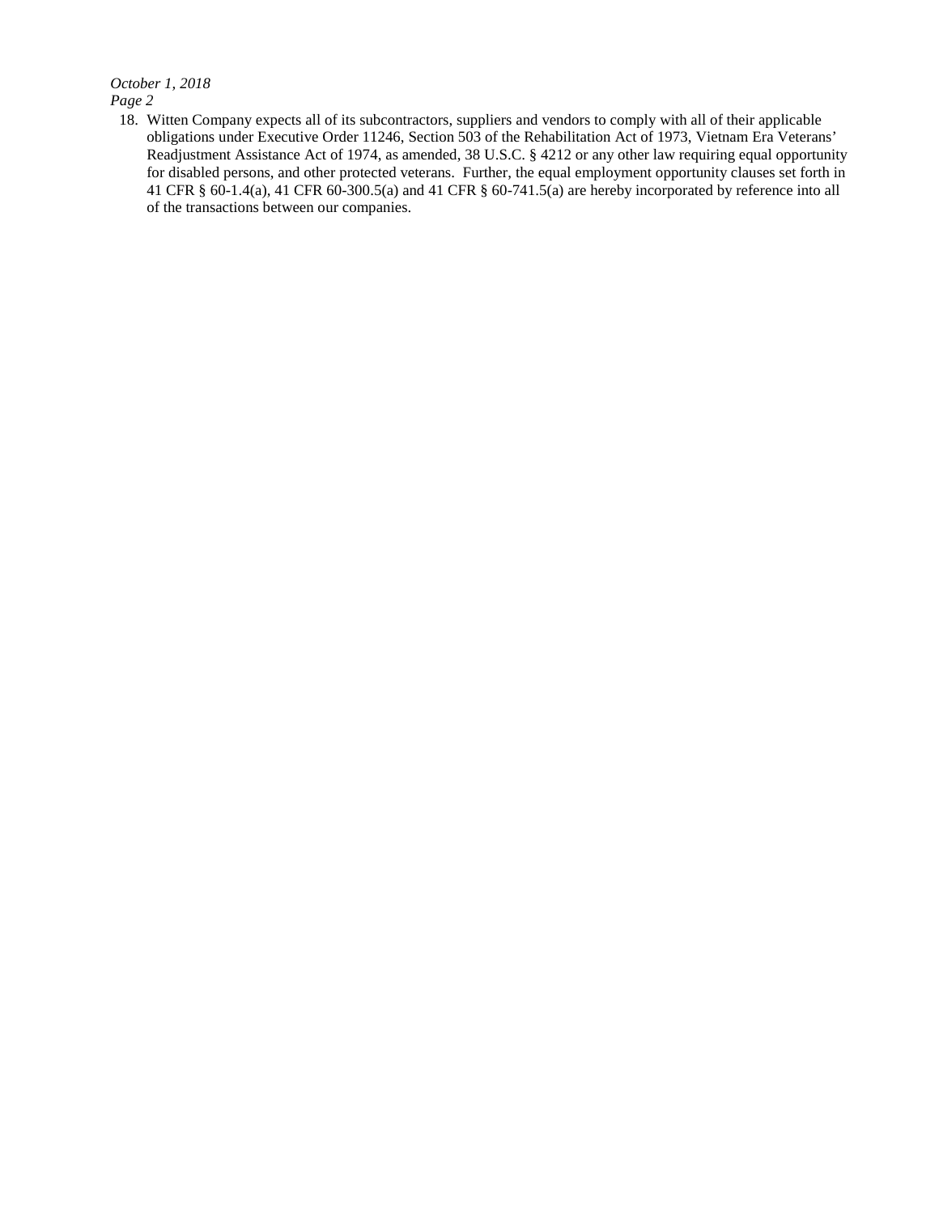18. Witten Company expects all of its subcontractors, suppliers and vendors to comply with all of their applicable obligations under Executive Order 11246, Section 503 of the Rehabilitation Act of 1973, Vietnam Era Veterans' Readjustment Assistance Act of 1974, as amended, 38 U.S.C. § 4212 or any other law requiring equal opportunity for disabled persons, and other protected veterans. Further, the equal employment opportunity clauses set forth in 41 CFR § 60-1.4(a), 41 CFR 60-300.5(a) and 41 CFR § 60-741.5(a) are hereby incorporated by reference into all of the transactions between our companies.